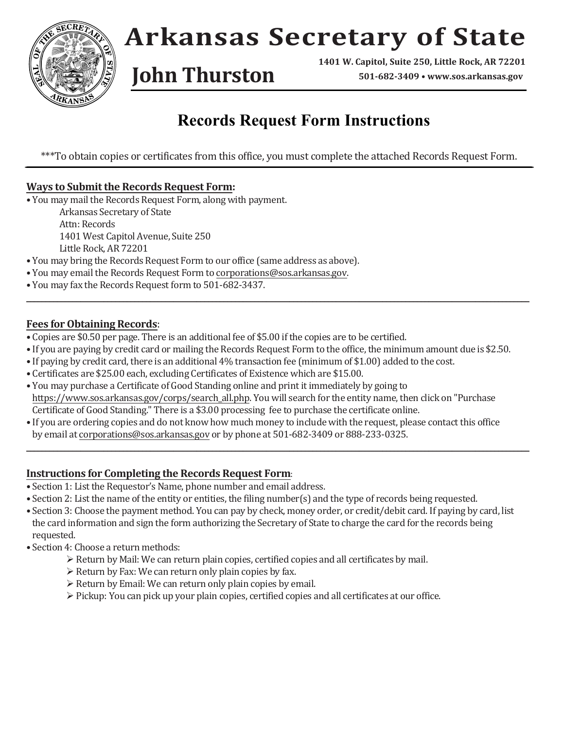# Arkansas Secretary of State

## John Thurston

**1401 W. Capitol, Suite 250, Little Rock, AR 72201**
**501-682-3409 • www.sos.arkansas.gov**

# Records Request Form Instructions

***To obtain copies or certificates from this office, you must complete the attached Records Request Form.

---

**Ways to Submit the Records Request Form:**

- You may mail the Records Request Form, along with payment.
  Arkansas Secretary of State
  Attn: Records
  1401 West Capitol Avenue, Suite 250
  Little Rock, AR 72201
- You may bring the Records Request Form to our office (same address as above).
- You may email the Records Request Form to corporations@sos.arkansas.gov.
- You may fax the Records Request form to 501-682-3437.

---

**Fees for Obtaining Records**:

- Copies are $0.50 per page. There is an additional fee of $5.00 if the copies are to be certified.
- If you are paying by credit card or mailing the Records Request Form to the office, the minimum amount due is $2.50.
- If paying by credit card, there is an additional 4% transaction fee (minimum of $1.00) added to the cost.
- Certificates are $25.00 each, excluding Certificates of Existence which are $15.00.
- You may purchase a Certificate of Good Standing online and print it immediately by going to https://www.sos.arkansas.gov/corps/search_all.php. You will search for the entity name, then click on "Purchase Certificate of Good Standing." There is a $3.00 processing fee to purchase the certificate online.
- If you are ordering copies and do not know how much money to include with the request, please contact this office by email at corporations@sos.arkansas.gov or by phone at 501-682-3409 or 888-233-0325.

---

**Instructions for Completing the Records Request Form**:

- Section 1: List the Requestor's Name, phone number and email address.
- Section 2: List the name of the entity or entities, the filing number(s) and the type of records being requested.
- Section 3: Choose the payment method. You can pay by check, money order, or credit/debit card. If paying by card, list the card information and sign the form authorizing the Secretary of State to charge the card for the records being requested.
- Section 4: Choose a return methods:
  - Return by Mail: We can return plain copies, certified copies and all certificates by mail.
  - Return by Fax: We can return only plain copies by fax.
  - Return by Email: We can return only plain copies by email.
  - Pickup: You can pick up your plain copies, certified copies and all certificates at our office.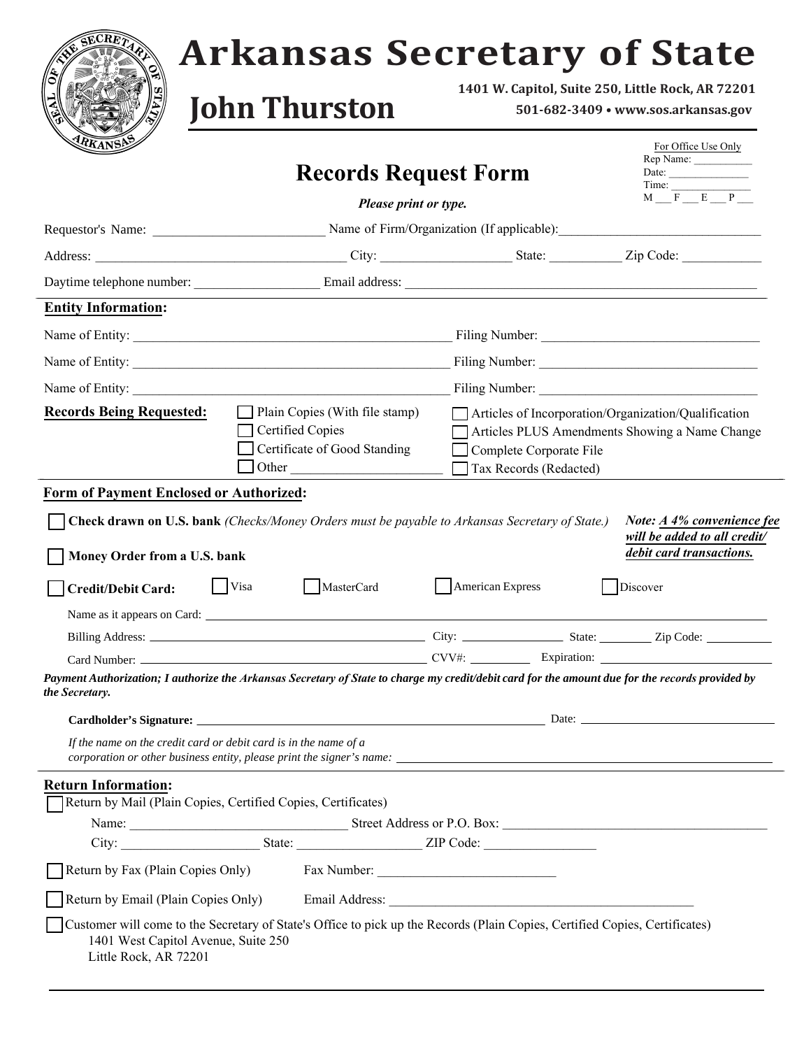# Arkansas Secretary of State

## John Thurston

1401 W. Capitol, Suite 250, Little Rock, AR 72201
501-682-3409 • www.sos.arkansas.gov

For Office Use Only
Rep Name: ___________
Date: _______________
Time: _______________
M ___ F ___ E ___ P ___

## Records Request Form

*Please print or type.*

Requestor's Name: _________________________ Name of Firm/Organization (If applicable):_____________________________

Address: ____________________________________ City: ___________________ State: __________ Zip Code: ____________

Daytime telephone number: __________________ Email address: ______________________________________________________

**Entity Information:**

Name of Entity: ______________________________________________ Filing Number: _______________________________

Name of Entity: ______________________________________________ Filing Number: _______________________________

Name of Entity: ______________________________________________ Filing Number: _______________________________

**Records Being Requested:**

- ☐ Plain Copies (With file stamp)
- ☐ Certified Copies
- ☐ Certificate of Good Standing
- ☐ Other ______________________
- ☐ Articles of Incorporation/Organization/Qualification
- ☐ Articles PLUS Amendments Showing a Name Change
- ☐ Complete Corporate File
- ☐ Tax Records (Redacted)

**Form of Payment Enclosed or Authorized:**

☐ **Check drawn on U.S. bank** *(Checks/Money Orders must be payable to Arkansas Secretary of State.)*

***Note:*** ***A 4% convenience fee will be added to all credit/debit card transactions.***

☐ **Money Order from a U.S. bank**

☐ **Credit/Debit Card:** ☐ Visa ☐ MasterCard ☐ American Express ☐ Discover

Name as it appears on Card: ______________________________________________________________________

Billing Address: ______________________________________ City: ________________ State: ________ Zip Code: __________

Card Number: ______________________________________ CVV#: _________ Expiration: ___________________________

***Payment Authorization; I authorize the Arkansas Secretary of State to charge my credit/debit card for the amount due for the records provided by the Secretary.***

**Cardholder's Signature:** _________________________________________________ Date: _____________________________

*If the name on the credit card or debit card is in the name of a corporation or other business entity, please print the signer's name:* ___________________________________

**Return Information:**

☐ Return by Mail (Plain Copies, Certified Copies, Certificates)

Name: _______________________________ Street Address or P.O. Box: ______________________________________

City: ____________________ State: __________________ ZIP Code: ________________

☐ Return by Fax (Plain Copies Only) Fax Number: ___________________________

☐ Return by Email (Plain Copies Only) Email Address: _____________________________________________

☐ Customer will come to the Secretary of State's Office to pick up the Records (Plain Copies, Certified Copies, Certificates)
1401 West Capitol Avenue, Suite 250
Little Rock, AR 72201